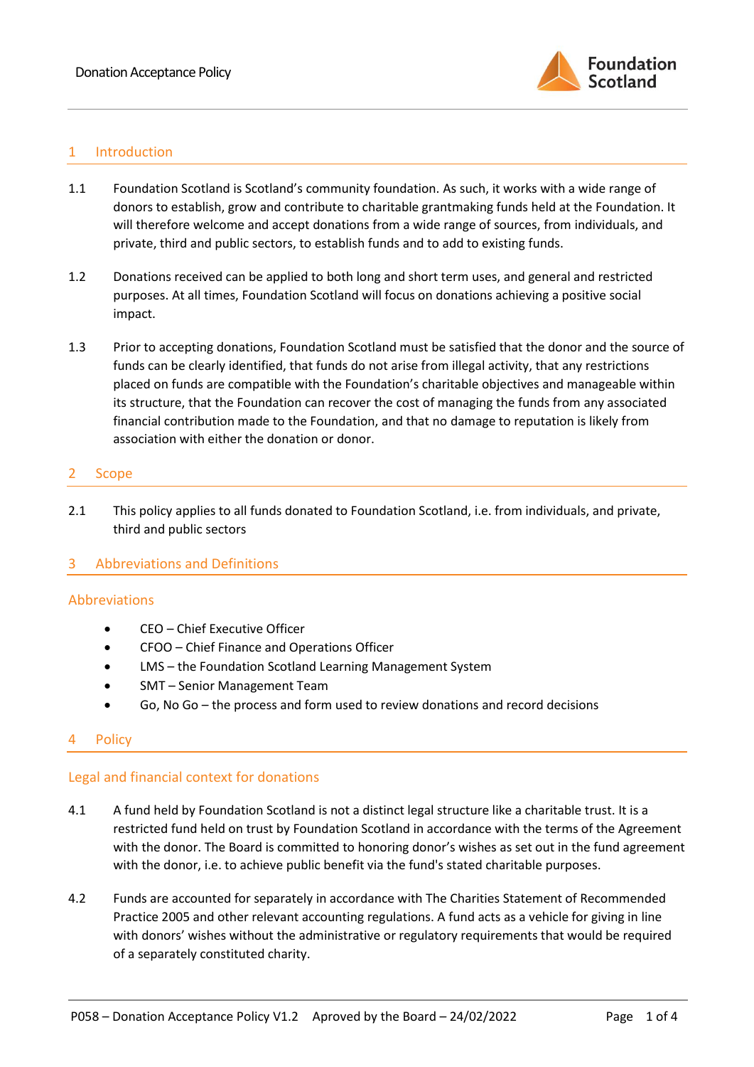## 1 Introduction

1.1 Foundation Scotland is Scotland's community foundation. As such, it works with a wide range of donors to establish, grow and contribute to charitable grantmaking funds held at the Foundation. It will therefore welcome and accept donations from a wide range of sources, from individuals, and private, third and public sectors, to establish funds and to add to existing funds.

1.2 Donations received can be applied to both long and short term uses, and general and restricted purposes. At all times, Foundation Scotland will focus on donations achieving a positive social impact.

1.3 Prior to accepting donations, Foundation Scotland must be satisfied that the donor and the source of funds can be clearly identified, that funds do not arise from illegal activity, that any restrictions placed on funds are compatible with the Foundation's charitable objectives and manageable within its structure, that the Foundation can recover the cost of managing the funds from any associated financial contribution made to the Foundation, and that no damage to reputation is likely from association with either the donation or donor.

## 2 Scope

2.1 This policy applies to all funds donated to Foundation Scotland, i.e. from individuals, and private, third and public sectors

## 3 Abbreviations and Definitions

### Abbreviations

- CEO – Chief Executive Officer
- CFOO – Chief Finance and Operations Officer
- LMS – the Foundation Scotland Learning Management System
- SMT – Senior Management Team
- Go, No Go – the process and form used to review donations and record decisions

## 4 Policy

### Legal and financial context for donations

4.1 A fund held by Foundation Scotland is not a distinct legal structure like a charitable trust. It is a restricted fund held on trust by Foundation Scotland in accordance with the terms of the Agreement with the donor. The Board is committed to honoring donor's wishes as set out in the fund agreement with the donor, i.e. to achieve public benefit via the fund's stated charitable purposes.

4.2 Funds are accounted for separately in accordance with The Charities Statement of Recommended Practice 2005 and other relevant accounting regulations. A fund acts as a vehicle for giving in line with donors' wishes without the administrative or regulatory requirements that would be required of a separately constituted charity.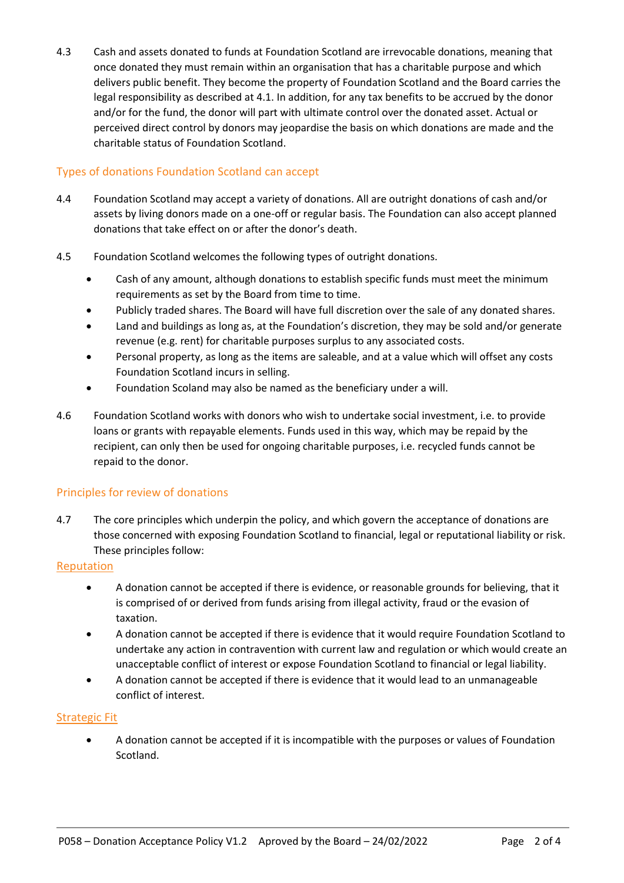4.3 Cash and assets donated to funds at Foundation Scotland are irrevocable donations, meaning that once donated they must remain within an organisation that has a charitable purpose and which delivers public benefit. They become the property of Foundation Scotland and the Board carries the legal responsibility as described at 4.1. In addition, for any tax benefits to be accrued by the donor and/or for the fund, the donor will part with ultimate control over the donated asset. Actual or perceived direct control by donors may jeopardise the basis on which donations are made and the charitable status of Foundation Scotland.

## Types of donations Foundation Scotland can accept

4.4 Foundation Scotland may accept a variety of donations. All are outright donations of cash and/or assets by living donors made on a one-off or regular basis. The Foundation can also accept planned donations that take effect on or after the donor's death.

4.5 Foundation Scotland welcomes the following types of outright donations.

- Cash of any amount, although donations to establish specific funds must meet the minimum requirements as set by the Board from time to time.
- Publicly traded shares. The Board will have full discretion over the sale of any donated shares.
- Land and buildings as long as, at the Foundation's discretion, they may be sold and/or generate revenue (e.g. rent) for charitable purposes surplus to any associated costs.
- Personal property, as long as the items are saleable, and at a value which will offset any costs Foundation Scotland incurs in selling.
- Foundation Scoland may also be named as the beneficiary under a will.

4.6 Foundation Scotland works with donors who wish to undertake social investment, i.e. to provide loans or grants with repayable elements. Funds used in this way, which may be repaid by the recipient, can only then be used for ongoing charitable purposes, i.e. recycled funds cannot be repaid to the donor.

## Principles for review of donations

4.7 The core principles which underpin the policy, and which govern the acceptance of donations are those concerned with exposing Foundation Scotland to financial, legal or reputational liability or risk. These principles follow:

### Reputation

- A donation cannot be accepted if there is evidence, or reasonable grounds for believing, that it is comprised of or derived from funds arising from illegal activity, fraud or the evasion of taxation.
- A donation cannot be accepted if there is evidence that it would require Foundation Scotland to undertake any action in contravention with current law and regulation or which would create an unacceptable conflict of interest or expose Foundation Scotland to financial or legal liability.
- A donation cannot be accepted if there is evidence that it would lead to an unmanageable conflict of interest.

### Strategic Fit

- A donation cannot be accepted if it is incompatible with the purposes or values of Foundation Scotland.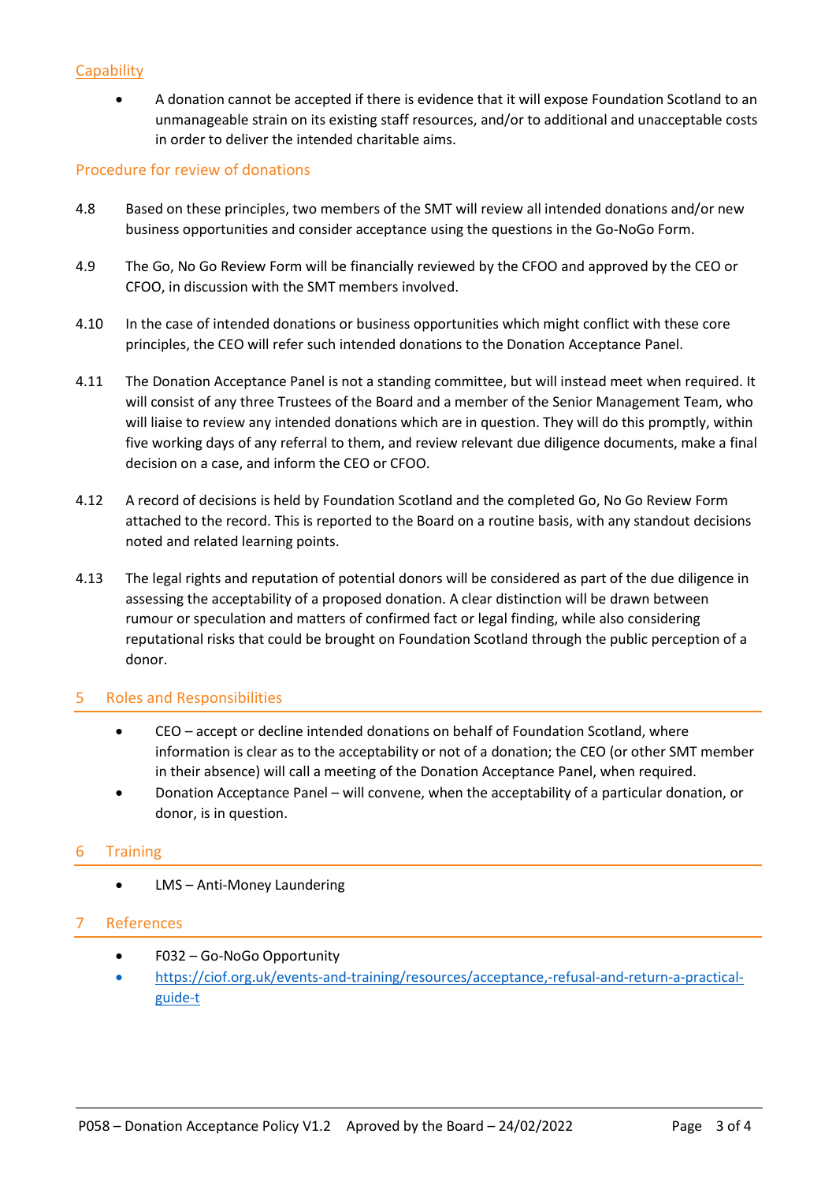### Capability

- A donation cannot be accepted if there is evidence that it will expose Foundation Scotland to an unmanageable strain on its existing staff resources, and/or to additional and unacceptable costs in order to deliver the intended charitable aims.

### Procedure for review of donations

4.8 Based on these principles, two members of the SMT will review all intended donations and/or new business opportunities and consider acceptance using the questions in the Go-NoGo Form.

4.9 The Go, No Go Review Form will be financially reviewed by the CFOO and approved by the CEO or CFOO, in discussion with the SMT members involved.

4.10 In the case of intended donations or business opportunities which might conflict with these core principles, the CEO will refer such intended donations to the Donation Acceptance Panel.

4.11 The Donation Acceptance Panel is not a standing committee, but will instead meet when required. It will consist of any three Trustees of the Board and a member of the Senior Management Team, who will liaise to review any intended donations which are in question. They will do this promptly, within five working days of any referral to them, and review relevant due diligence documents, make a final decision on a case, and inform the CEO or CFOO.

4.12 A record of decisions is held by Foundation Scotland and the completed Go, No Go Review Form attached to the record. This is reported to the Board on a routine basis, with any standout decisions noted and related learning points.

4.13 The legal rights and reputation of potential donors will be considered as part of the due diligence in assessing the acceptability of a proposed donation. A clear distinction will be drawn between rumour or speculation and matters of confirmed fact or legal finding, while also considering reputational risks that could be brought on Foundation Scotland through the public perception of a donor.

## 5 Roles and Responsibilities

- CEO – accept or decline intended donations on behalf of Foundation Scotland, where information is clear as to the acceptability or not of a donation; the CEO (or other SMT member in their absence) will call a meeting of the Donation Acceptance Panel, when required.
- Donation Acceptance Panel – will convene, when the acceptability of a particular donation, or donor, is in question.

## 6 Training

- LMS – Anti-Money Laundering

## 7 References

- F032 – Go-NoGo Opportunity
- https://ciof.org.uk/events-and-training/resources/acceptance,-refusal-and-return-a-practical-guide-t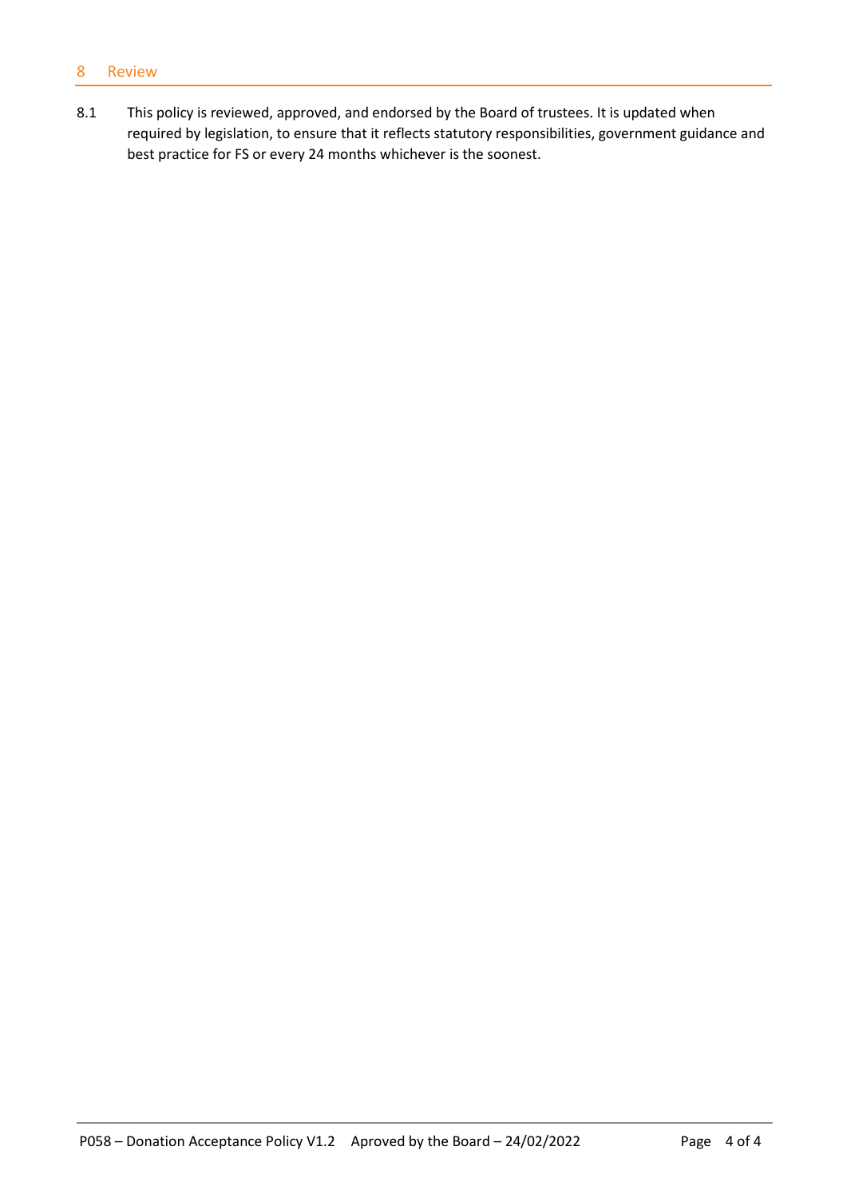## 8 Review

8.1 This policy is reviewed, approved, and endorsed by the Board of trustees. It is updated when required by legislation, to ensure that it reflects statutory responsibilities, government guidance and best practice for FS or every 24 months whichever is the soonest.